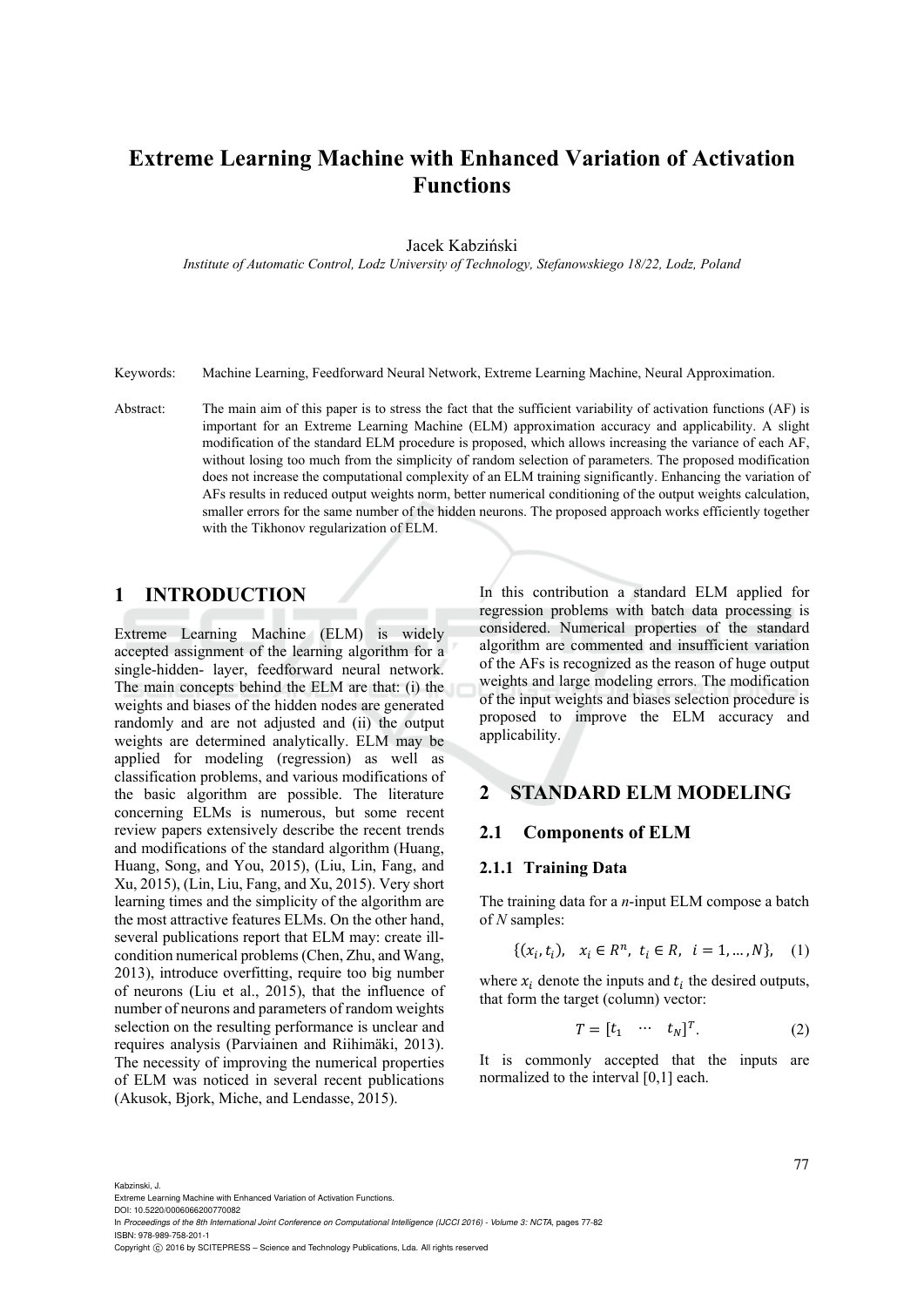# Extreme Learning Machine with Enhanced Variation of Activation Functions

Jacek Kabziński

*Institute of Automatic Control, Lodz University of Technology, Stefanowskiego 18/22, Lodz, Poland*

Keywords: Machine Learning, Feedforward Neural Network, Extreme Learning Machine, Neural Approximation.

Abstract: The main aim of this paper is to stress the fact that the sufficient variability of activation functions (AF) is important for an Extreme Learning Machine (ELM) approximation accuracy and applicability. A slight modification of the standard ELM procedure is proposed, which allows increasing the variance of each AF, without losing too much from the simplicity of random selection of parameters. The proposed modification does not increase the computational complexity of an ELM training significantly. Enhancing the variation of AFs results in reduced output weights norm, better numerical conditioning of the output weights calculation, smaller errors for the same number of the hidden neurons. The proposed approach works efficiently together with the Tikhonov regularization of ELM.

## 1 INTRODUCTION

Extreme Learning Machine (ELM) is widely accepted assignment of the learning algorithm for a single-hidden- layer, feedforward neural network. The main concepts behind the ELM are that: (i) the weights and biases of the hidden nodes are generated randomly and are not adjusted and (ii) the output weights are determined analytically. ELM may be applied for modeling (regression) as well as classification problems, and various modifications of the basic algorithm are possible. The literature concerning ELMs is numerous, but some recent review papers extensively describe the recent trends and modifications of the standard algorithm (Huang, Huang, Song, and You, 2015), (Liu, Lin, Fang, and Xu, 2015), (Lin, Liu, Fang, and Xu, 2015). Very short learning times and the simplicity of the algorithm are the most attractive features ELMs. On the other hand, several publications report that ELM may: create ill-condition numerical problems (Chen, Zhu, and Wang, 2013), introduce overfitting, require too big number of neurons (Liu et al., 2015), that the influence of number of neurons and parameters of random weights selection on the resulting performance is unclear and requires analysis (Parviainen and Riihimäki, 2013). The necessity of improving the numerical properties of ELM was noticed in several recent publications (Akusok, Bjork, Miche, and Lendasse, 2015).

In this contribution a standard ELM applied for regression problems with batch data processing is considered. Numerical properties of the standard algorithm are commented and insufficient variation of the AFs is recognized as the reason of huge output weights and large modeling errors. The modification of the input weights and biases selection procedure is proposed to improve the ELM accuracy and applicability.

## 2 STANDARD ELM MODELING

### 2.1 Components of ELM

#### 2.1.1 Training Data

The training data for a *n*-input ELM compose a batch of *N* samples:

$$\{(x_i, t_i), \quad x_i \in R^n, \ t_i \in R, \ i = 1, \dots, N\}, \quad (1)$$

where $x_i$ denote the inputs and $t_i$ the desired outputs, that form the target (column) vector:

$$T = [t_1 \quad \cdots \quad t_N]^T. \quad (2)$$

It is commonly accepted that the inputs are normalized to the interval [0,1] each.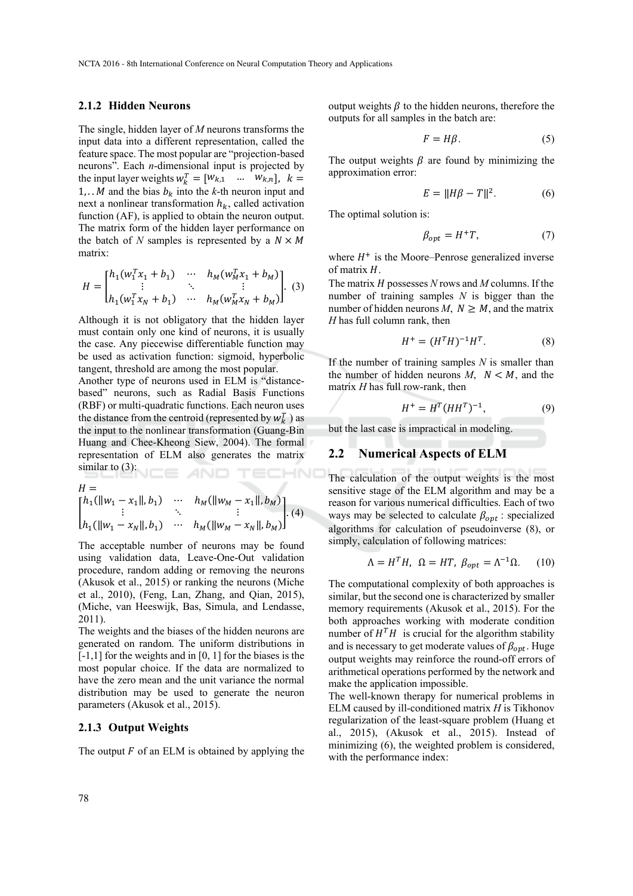### 2.1.2 Hidden Neurons

The single, hidden layer of *M* neurons transforms the input data into a different representation, called the feature space. The most popular are "projection-based neurons". Each *n*-dimensional input is projected by the input layer weights $w_k^T = [w_{k,1} \quad \cdots \quad w_{k,n}],\ k = 1,..M$ and the bias $b_k$ into the *k*-th neuron input and next a nonlinear transformation $h_k$, called activation function (AF), is applied to obtain the neuron output. The matrix form of the hidden layer performance on the batch of *N* samples is represented by a $N \times M$ matrix:

$$H = \begin{bmatrix} h_1(w_1^T x_1 + b_1) & \cdots & h_M(w_M^T x_1 + b_M) \\ \vdots & \ddots & \vdots \\ h_1(w_1^T x_N + b_1) & \cdots & h_M(w_M^T x_N + b_M) \end{bmatrix}. \quad (3)$$

Although it is not obligatory that the hidden layer must contain only one kind of neurons, it is usually the case. Any piecewise differentiable function may be used as activation function: sigmoid, hyperbolic tangent, threshold are among the most popular.

Another type of neurons used in ELM is "distance-based" neurons, such as Radial Basis Functions (RBF) or multi-quadratic functions. Each neuron uses the distance from the centroid (represented by $w_k^T$ ) as the input to the nonlinear transformation (Guang-Bin Huang and Chee-Kheong Siew, 2004). The formal representation of ELM also generates the matrix similar to (3):

$$H = \begin{bmatrix} h_1(\|w_1 - x_1\|, b_1) & \cdots & h_M(\|w_M - x_1\|, b_M) \\ \vdots & \ddots & \vdots \\ h_1(\|w_1 - x_N\|, b_1) & \cdots & h_M(\|w_M - x_N\|, b_M) \end{bmatrix}. \quad (4)$$

The acceptable number of neurons may be found using validation data, Leave-One-Out validation procedure, random adding or removing the neurons (Akusok et al., 2015) or ranking the neurons (Miche et al., 2010), (Feng, Lan, Zhang, and Qian, 2015), (Miche, van Heeswijk, Bas, Simula, and Lendasse, 2011).

The weights and the biases of the hidden neurons are generated on random. The uniform distributions in [-1,1] for the weights and in [0, 1] for the biases is the most popular choice. If the data are normalized to have the zero mean and the unit variance the normal distribution may be used to generate the neuron parameters (Akusok et al., 2015).

### 2.1.3 Output Weights

The output $F$ of an ELM is obtained by applying the output weights $\beta$ to the hidden neurons, therefore the outputs for all samples in the batch are:

$$F = H\beta. \quad (5)$$

The output weights $\beta$ are found by minimizing the approximation error:

$$E = \|H\beta - T\|^2. \quad (6)$$

The optimal solution is:

$$\beta_{opt} = H^{+}T, \quad (7)$$

where $H^{+}$ is the Moore–Penrose generalized inverse of matrix $H$.

The matrix *H* possesses *N* rows and *M* columns. If the number of training samples *N* is bigger than the number of hidden neurons *M*, $N \geq M$, and the matrix *H* has full column rank, then

$$H^{+} = (H^T H)^{-1} H^T. \quad (8)$$

If the number of training samples *N* is smaller than the number of hidden neurons *M*, $N < M$, and the matrix *H* has full row-rank, then

$$H^{+} = H^T (H H^T)^{-1}, \quad (9)$$

but the last case is impractical in modeling.

## 2.2 Numerical Aspects of ELM

The calculation of the output weights is the most sensitive stage of the ELM algorithm and may be a reason for various numerical difficulties. Each of two ways may be selected to calculate $\beta_{opt}$ : specialized algorithms for calculation of pseudoinverse (8), or simply, calculation of following matrices:

$$\Lambda = H^T H,\ \ \Omega = HT,\ \ \beta_{opt} = \Lambda^{-1}\Omega. \quad (10)$$

The computational complexity of both approaches is similar, but the second one is characterized by smaller memory requirements (Akusok et al., 2015). For the both approaches working with moderate condition number of $H^T H$ is crucial for the algorithm stability and is necessary to get moderate values of $\beta_{opt}$. Huge output weights may reinforce the round-off errors of arithmetical operations performed by the network and make the application impossible.

The well-known therapy for numerical problems in ELM caused by ill-conditioned matrix *H* is Tikhonov regularization of the least-square problem (Huang et al., 2015), (Akusok et al., 2015). Instead of minimizing (6), the weighted problem is considered, with the performance index: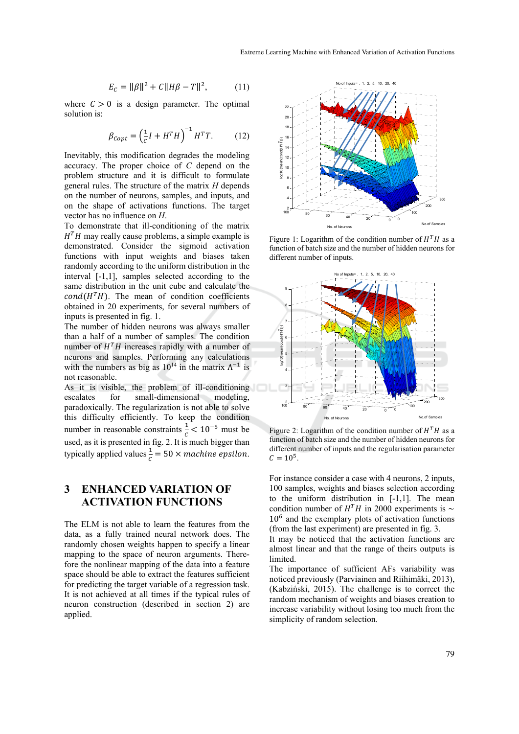$$E_C = \|\beta\|^2 + C\|H\beta - T\|^2, \qquad (11)$$

where $C > 0$ is a design parameter. The optimal solution is:

$$\beta_{Copt} = \left(\frac{1}{C}I + H^T H\right)^{-1} H^T T. \qquad (12)$$

Inevitably, this modification degrades the modeling accuracy. The proper choice of $C$ depend on the problem structure and it is difficult to formulate general rules. The structure of the matrix $H$ depends on the number of neurons, samples, and inputs, and on the shape of activations functions. The target vector has no influence on $H$.

To demonstrate that ill-conditioning of the matrix $H^T H$ may really cause problems, a simple example is demonstrated. Consider the sigmoid activation functions with input weights and biases taken randomly according to the uniform distribution in the interval [-1,1], samples selected according to the same distribution in the unit cube and calculate the $cond(H^T H)$. The mean of condition coefficients obtained in 20 experiments, for several numbers of inputs is presented in fig. 1.

The number of hidden neurons was always smaller than a half of a number of samples. The condition number of $H^T H$ increases rapidly with a number of neurons and samples. Performing any calculations with the numbers as big as $10^{14}$ in the matrix $\Lambda^{-1}$ is not reasonable.

As it is visible, the problem of ill-conditioning escalates for small-dimensional modeling, paradoxically. The regularization is not able to solve this difficulty efficiently. To keep the condition number in reasonable constraints $\frac{1}{C} < 10^{-5}$ must be used, as it is presented in fig. 2. It is much bigger than typically applied values $\frac{1}{C} = 50 \times machine\ epsilon$.

## 3 ENHANCED VARIATION OF ACTIVATION FUNCTIONS

The ELM is not able to learn the features from the data, as a fully trained neural network does. The randomly chosen weights happen to specify a linear mapping to the space of neuron arguments. Therefore the nonlinear mapping of the data into a feature space should be able to extract the features sufficient for predicting the target variable of a regression task. It is not achieved at all times if the typical rules of neuron construction (described in section 2) are applied.

Figure 1: Logarithm of the condition number of $H^T H$ as a function of batch size and the number of hidden neurons for different number of inputs.

Figure 2: Logarithm of the condition number of $H^T H$ as a function of batch size and the number of hidden neurons for different number of inputs and the regularisation parameter $C = 10^5$.

For instance consider a case with 4 neurons, 2 inputs, 100 samples, weights and biases selection according to the uniform distribution in [-1,1]. The mean condition number of $H^T H$ in 2000 experiments is $\sim 10^6$ and the exemplary plots of activation functions (from the last experiment) are presented in fig. 3.

It may be noticed that the activation functions are almost linear and that the range of theirs outputs is limited.

The importance of sufficient AFs variability was noticed previously (Parviainen and Riihimäki, 2013), (Kabziński, 2015). The challenge is to correct the random mechanism of weights and biases creation to increase variability without losing too much from the simplicity of random selection.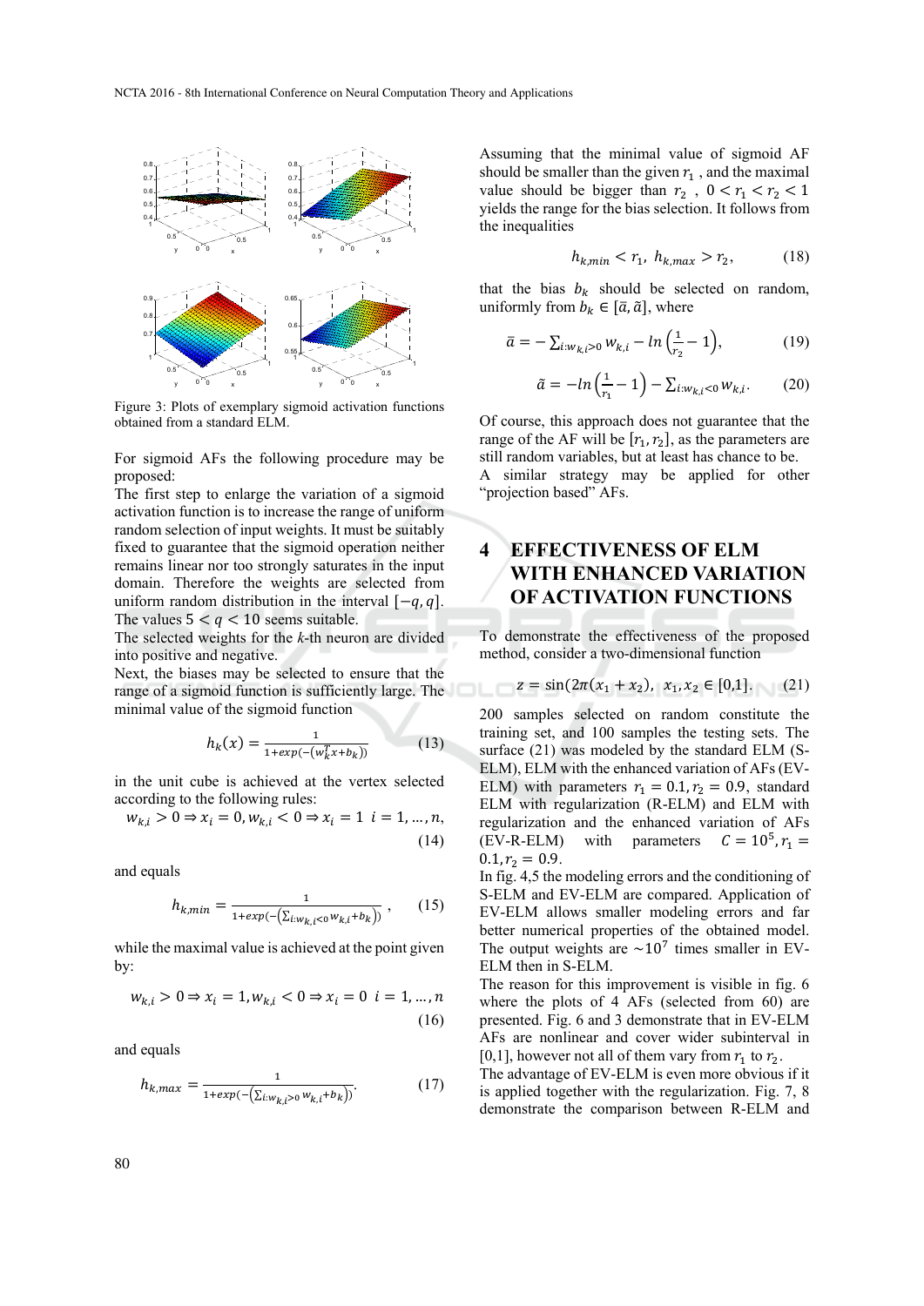Figure 3: Plots of exemplary sigmoid activation functions obtained from a standard ELM.

For sigmoid AFs the following procedure may be proposed:

The first step to enlarge the variation of a sigmoid activation function is to increase the range of uniform random selection of input weights. It must be suitably fixed to guarantee that the sigmoid operation neither remains linear nor too strongly saturates in the input domain. Therefore the weights are selected from uniform random distribution in the interval $[-q, q]$. The values $5 < q < 10$ seems suitable.

The selected weights for the $k$-th neuron are divided into positive and negative.

Next, the biases may be selected to ensure that the range of a sigmoid function is sufficiently large. The minimal value of the sigmoid function

$$h_k(x) = \frac{1}{1+exp(-(w_k^T x + b_k))} \tag{13}$$

in the unit cube is achieved at the vertex selected according to the following rules:

$$w_{k,i} > 0 \Rightarrow x_i = 0, w_{k,i} < 0 \Rightarrow x_i = 1 \;\; i = 1, \dots, n, \tag{14}$$

and equals

$$h_{k,min} = \frac{1}{1+exp(-(\sum_{i:w_{k,i}<0} w_{k,i} + b_k))}, \tag{15}$$

while the maximal value is achieved at the point given by:

$$w_{k,i} > 0 \Rightarrow x_i = 1, w_{k,i} < 0 \Rightarrow x_i = 0 \;\; i = 1, \dots, n \tag{16}$$

and equals

$$h_{k,max} = \frac{1}{1+exp(-(\sum_{i:w_{k,i}>0} w_{k,i} + b_k))}. \tag{17}$$

Assuming that the minimal value of sigmoid AF should be smaller than the given $r_1$, and the maximal value should be bigger than $r_2$, $0 < r_1 < r_2 < 1$ yields the range for the bias selection. It follows from the inequalities

$$h_{k,min} < r_1, \; h_{k,max} > r_2, \tag{18}$$

that the bias $b_k$ should be selected on random, uniformly from $b_k \in [\bar{a}, \tilde{a}]$, where

$$\bar{a} = -\sum_{i:w_{k,i}>0} w_{k,i} - ln\left(\frac{1}{r_2} - 1\right), \tag{19}$$

$$\tilde{a} = -ln\left(\frac{1}{r_1} - 1\right) - \sum_{i:w_{k,i}<0} w_{k,i}. \tag{20}$$

Of course, this approach does not guarantee that the range of the AF will be $[r_1, r_2]$, as the parameters are still random variables, but at least has chance to be.

A similar strategy may be applied for other "projection based" AFs.

# 4 EFFECTIVENESS OF ELM WITH ENHANCED VARIATION OF ACTIVATION FUNCTIONS

To demonstrate the effectiveness of the proposed method, consider a two-dimensional function

$$z = \sin(2\pi(x_1 + x_2)), \;\; x_1, x_2 \in [0,1]. \tag{21}$$

200 samples selected on random constitute the training set, and 100 samples the testing sets. The surface (21) was modeled by the standard ELM (S-ELM), ELM with the enhanced variation of AFs (EV-ELM) with parameters $r_1 = 0.1, r_2 = 0.9$, standard ELM with regularization (R-ELM) and ELM with regularization and the enhanced variation of AFs (EV-R-ELM) with parameters $C = 10^5, r_1 = 0.1, r_2 = 0.9$.

In fig. 4,5 the modeling errors and the conditioning of S-ELM and EV-ELM are compared. Application of EV-ELM allows smaller modeling errors and far better numerical properties of the obtained model. The output weights are $\sim 10^7$ times smaller in EV-ELM then in S-ELM.

The reason for this improvement is visible in fig. 6 where the plots of 4 AFs (selected from 60) are presented. Fig. 6 and 3 demonstrate that in EV-ELM AFs are nonlinear and cover wider subinterval in [0,1], however not all of them vary from $r_1$ to $r_2$.

The advantage of EV-ELM is even more obvious if it is applied together with the regularization. Fig. 7, 8 demonstrate the comparison between R-ELM and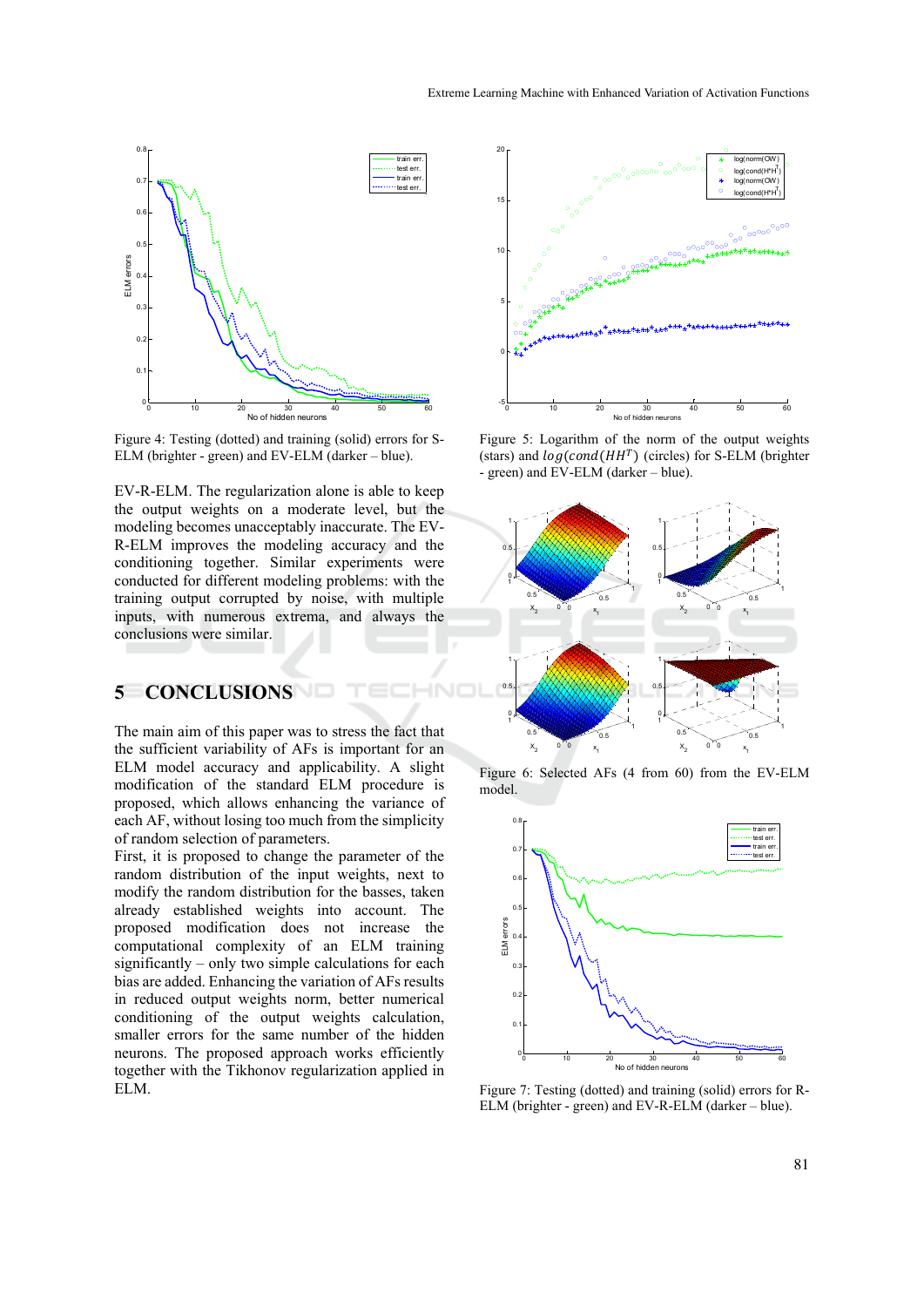Figure 4: Testing (dotted) and training (solid) errors for S-ELM (brighter - green) and EV-ELM (darker – blue).

Figure 5: Logarithm of the norm of the output weights (stars) and $log(cond(HH^T)$ (circles) for S-ELM (brighter - green) and EV-ELM (darker – blue).

EV-R-ELM. The regularization alone is able to keep the output weights on a moderate level, but the modeling becomes unacceptably inaccurate. The EV-R-ELM improves the modeling accuracy and the conditioning together. Similar experiments were conducted for different modeling problems: with the training output corrupted by noise, with multiple inputs, with numerous extrema, and always the conclusions were similar.

Figure 6: Selected AFs (4 from 60) from the EV-ELM model.

## 5 CONCLUSIONS

The main aim of this paper was to stress the fact that the sufficient variability of AFs is important for an ELM model accuracy and applicability. A slight modification of the standard ELM procedure is proposed, which allows enhancing the variance of each AF, without losing too much from the simplicity of random selection of parameters.

First, it is proposed to change the parameter of the random distribution of the input weights, next to modify the random distribution for the basses, taken already established weights into account. The proposed modification does not increase the computational complexity of an ELM training significantly – only two simple calculations for each bias are added. Enhancing the variation of AFs results in reduced output weights norm, better numerical conditioning of the output weights calculation, smaller errors for the same number of the hidden neurons. The proposed approach works efficiently together with the Tikhonov regularization applied in ELM.

Figure 7: Testing (dotted) and training (solid) errors for R-ELM (brighter - green) and EV-R-ELM (darker – blue).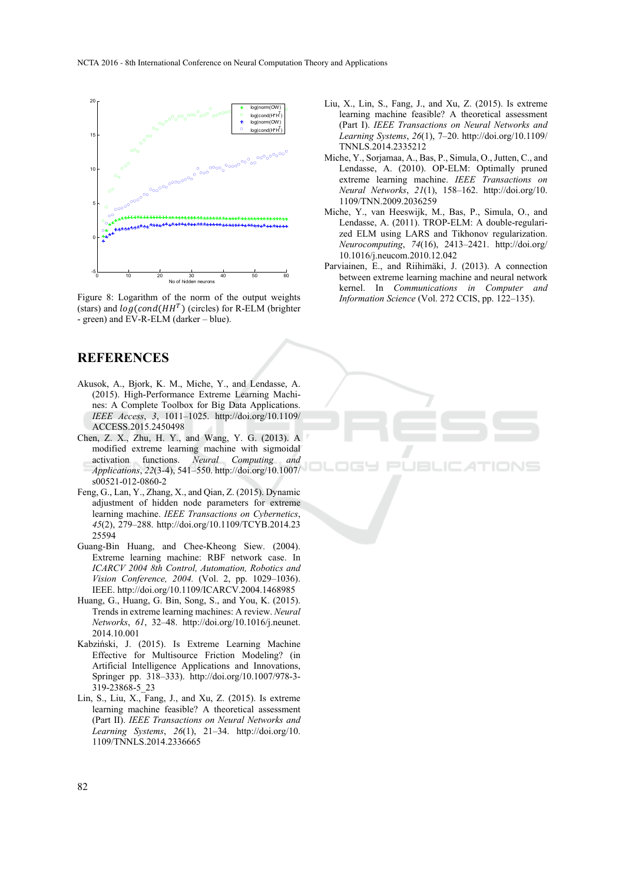20

15

10

5

0

-5

0 10 20 30 40 50 60

No of hidden neurons

log(norm(OW))
log(cond(H'H'))
log(norm(OW))
log(cond(H'H'))

Figure 8: Logarithm of the norm of the output weights (stars) and $log(cond(HH^T))$ (circles) for R-ELM (brighter - green) and EV-R-ELM (darker – blue).

## REFERENCES

Akusok, A., Bjork, K. M., Miche, Y., and Lendasse, A. (2015). High-Performance Extreme Learning Machines: A Complete Toolbox for Big Data Applications. *IEEE Access*, *3*, 1011–1025. http://doi.org/10.1109/ACCESS.2015.2450498

Chen, Z. X., Zhu, H. Y., and Wang, Y. G. (2013). A modified extreme learning machine with sigmoidal activation functions. *Neural Computing and Applications*, *22*(3-4), 541–550. http://doi.org/10.1007/s00521-012-0860-2

Feng, G., Lan, Y., Zhang, X., and Qian, Z. (2015). Dynamic adjustment of hidden node parameters for extreme learning machine. *IEEE Transactions on Cybernetics*, *45*(2), 279–288. http://doi.org/10.1109/TCYB.2014.2325594

Guang-Bin Huang, and Chee-Kheong Siew. (2004). Extreme learning machine: RBF network case. In *ICARCV 2004 8th Control, Automation, Robotics and Vision Conference, 2004.* (Vol. 2, pp. 1029–1036). IEEE. http://doi.org/10.1109/ICARCV.2004.1468985

Huang, G., Huang, G. Bin, Song, S., and You, K. (2015). Trends in extreme learning machines: A review. *Neural Networks*, *61*, 32–48. http://doi.org/10.1016/j.neunet.2014.10.001

Kabziński, J. (2015). Is Extreme Learning Machine Effective for Multisource Friction Modeling? (in Artificial Intelligence Applications and Innovations, Springer pp. 318–333). http://doi.org/10.1007/978-3-319-23868-5_23

Lin, S., Liu, X., Fang, J., and Xu, Z. (2015). Is extreme learning machine feasible? A theoretical assessment (Part II). *IEEE Transactions on Neural Networks and Learning Systems*, *26*(1), 21–34. http://doi.org/10.1109/TNNLS.2014.2336665

Liu, X., Lin, S., Fang, J., and Xu, Z. (2015). Is extreme learning machine feasible? A theoretical assessment (Part I). *IEEE Transactions on Neural Networks and Learning Systems*, *26*(1), 7–20. http://doi.org/10.1109/TNNLS.2014.2335212

Miche, Y., Sorjamaa, A., Bas, P., Simula, O., Jutten, C., and Lendasse, A. (2010). OP-ELM: Optimally pruned extreme learning machine. *IEEE Transactions on Neural Networks*, *21*(1), 158–162. http://doi.org/10.1109/TNN.2009.2036259

Miche, Y., van Heeswijk, M., Bas, P., Simula, O., and Lendasse, A. (2011). TROP-ELM: A double-regularized ELM using LARS and Tikhonov regularization. *Neurocomputing*, *74*(16), 2413–2421. http://doi.org/10.1016/j.neucom.2010.12.042

Parviainen, E., and Riihimäki, J. (2013). A connection between extreme learning machine and neural network kernel. In *Communications in Computer and Information Science* (Vol. 272 CCIS, pp. 122–135).